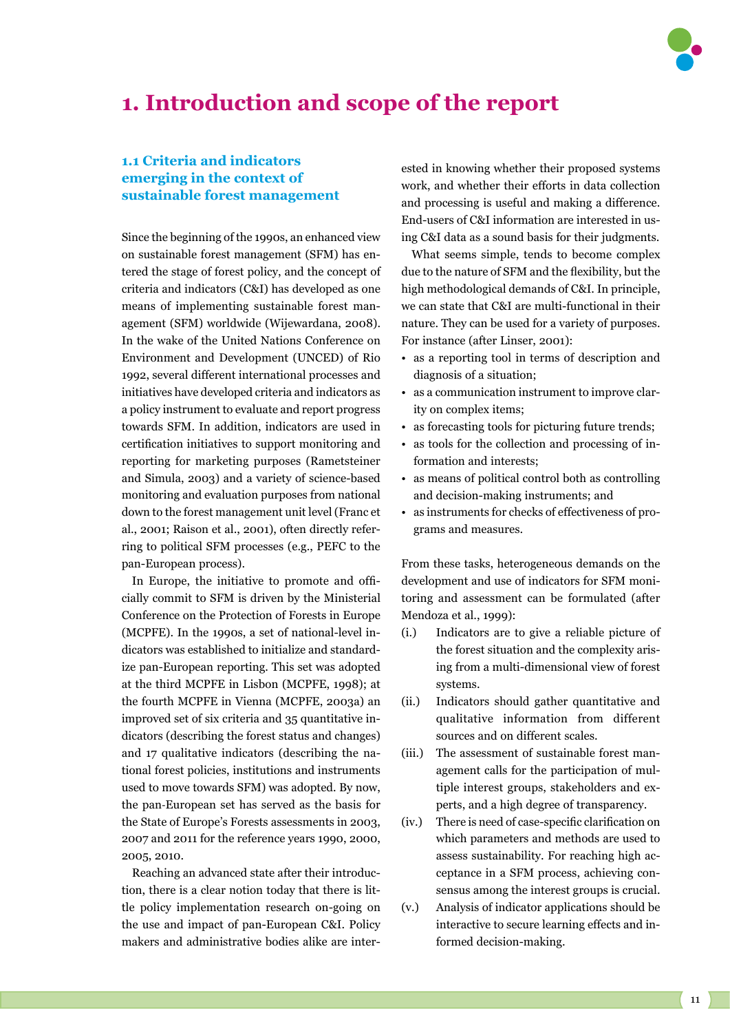# 1. Introduction and scope of the report

## 1.1 Criteria and indicators emerging in the context of sustainable forest management

Since the beginning of the 1990s, an enhanced view on sustainable forest management (SFM) has entered the stage of forest policy, and the concept of criteria and indicators (C&I) has developed as one means of implementing sustainable forest management (SFM) worldwide (Wijewardana, 2008). In the wake of the United Nations Conference on Environment and Development (UNCED) of Rio 1992, several different international processes and initiatives have developed criteria and indicators as a policy instrument to evaluate and report progress towards SFM. In addition, indicators are used in certification initiatives to support monitoring and reporting for marketing purposes (Rametsteiner and Simula, 2003) and a variety of science-based monitoring and evaluation purposes from national down to the forest management unit level (Franc et al., 2001; Raison et al., 2001), often directly referring to political SFM processes (e.g., PEFC to the pan-European process).

In Europe, the initiative to promote and officially commit to SFM is driven by the Ministerial Conference on the Protection of Forests in Europe (MCPFE). In the 1990s, a set of national-level indicators was established to initialize and standardize pan-European reporting. This set was adopted at the third MCPFE in Lisbon (MCPFE, 1998); at the fourth MCPFE in Vienna (MCPFE, 2003a) an improved set of six criteria and 35 quantitative indicators (describing the forest status and changes) and 17 qualitative indicators (describing the national forest policies, institutions and instruments used to move towards SFM) was adopted. By now, the pan-European set has served as the basis for the State of Europe's Forests assessments in 2003, 2007 and 2011 for the reference years 1990, 2000, 2005, 2010.

Reaching an advanced state after their introduction, there is a clear notion today that there is little policy implementation research on-going on the use and impact of pan-European C&I. Policy makers and administrative bodies alike are interested in knowing whether their proposed systems work, and whether their efforts in data collection and processing is useful and making a difference. End-users of C&I information are interested in using C&I data as a sound basis for their judgments.

What seems simple, tends to become complex due to the nature of SFM and the flexibility, but the high methodological demands of C&I. In principle, we can state that C&I are multi-functional in their nature. They can be used for a variety of purposes. For instance (after Linser, 2001):

- as a reporting tool in terms of description and diagnosis of a situation;
- as a communication instrument to improve clarity on complex items;
- as forecasting tools for picturing future trends;
- as tools for the collection and processing of information and interests;
- as means of political control both as controlling and decision-making instruments; and
- as instruments for checks of effectiveness of programs and measures.

From these tasks, heterogeneous demands on the development and use of indicators for SFM monitoring and assessment can be formulated (after Mendoza et al., 1999):

(i.) Indicators are to give a reliable picture of the forest situation and the complexity arising from a multi-dimensional view of forest systems.

(ii.) Indicators should gather quantitative and qualitative information from different sources and on different scales.

(iii.) The assessment of sustainable forest management calls for the participation of multiple interest groups, stakeholders and experts, and a high degree of transparency.

(iv.) There is need of case-specific clarification on which parameters and methods are used to assess sustainability. For reaching high acceptance in a SFM process, achieving consensus among the interest groups is crucial.

(v.) Analysis of indicator applications should be interactive to secure learning effects and informed decision-making.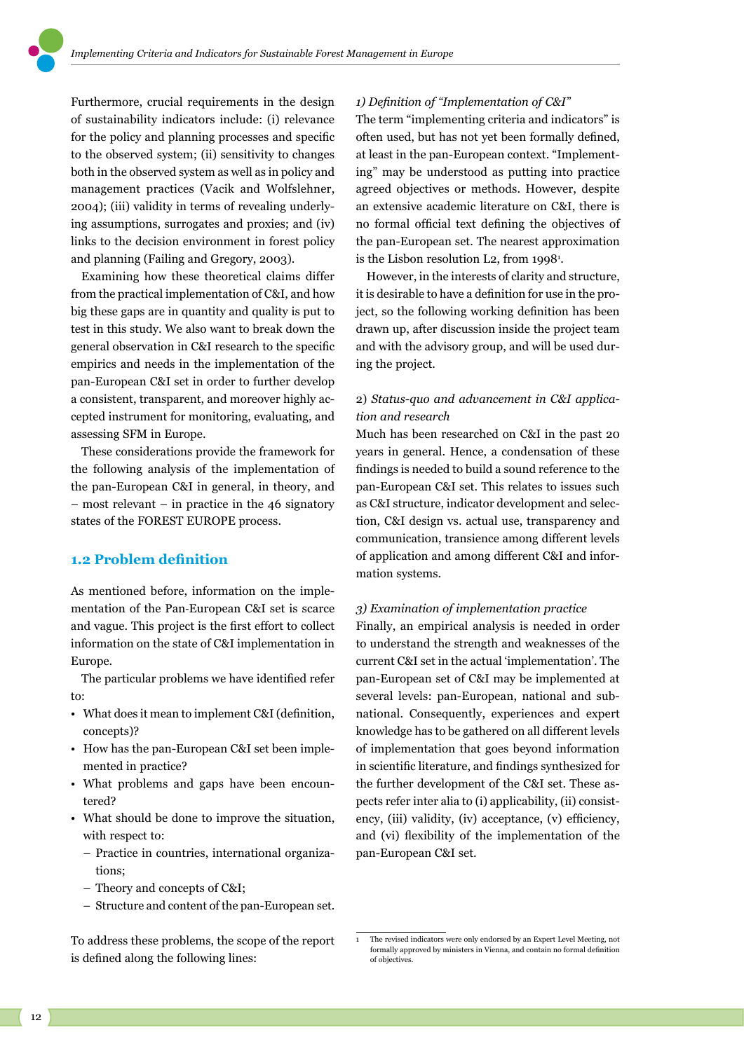Furthermore, crucial requirements in the design of sustainability indicators include: (i) relevance for the policy and planning processes and specific to the observed system; (ii) sensitivity to changes both in the observed system as well as in policy and management practices (Vacik and Wolfslehner, 2004); (iii) validity in terms of revealing underlying assumptions, surrogates and proxies; and (iv) links to the decision environment in forest policy and planning (Failing and Gregory, 2003).

Examining how these theoretical claims differ from the practical implementation of C&I, and how big these gaps are in quantity and quality is put to test in this study. We also want to break down the general observation in C&I research to the specific empirics and needs in the implementation of the pan-European C&I set in order to further develop a consistent, transparent, and moreover highly accepted instrument for monitoring, evaluating, and assessing SFM in Europe.

These considerations provide the framework for the following analysis of the implementation of the pan-European C&I in general, in theory, and – most relevant – in practice in the 46 signatory states of the FOREST EUROPE process.

## 1.2 Problem definition

As mentioned before, information on the implementation of the Pan-European C&I set is scarce and vague. This project is the first effort to collect information on the state of C&I implementation in Europe.

The particular problems we have identified refer to:

- What does it mean to implement C&I (definition, concepts)?
- How has the pan-European C&I set been implemented in practice?
- What problems and gaps have been encountered?
- What should be done to improve the situation, with respect to:
  - Practice in countries, international organizations;
  - Theory and concepts of C&I;
  - Structure and content of the pan-European set.

To address these problems, the scope of the report is defined along the following lines:

*1) Definition of "Implementation of C&I"*

The term "implementing criteria and indicators" is often used, but has not yet been formally defined, at least in the pan-European context. "Implementing" may be understood as putting into practice agreed objectives or methods. However, despite an extensive academic literature on C&I, there is no formal official text defining the objectives of the pan-European set. The nearest approximation is the Lisbon resolution L2, from 1998[1].

However, in the interests of clarity and structure, it is desirable to have a definition for use in the project, so the following working definition has been drawn up, after discussion inside the project team and with the advisory group, and will be used during the project.

2) *Status-quo and advancement in C&I application and research*

Much has been researched on C&I in the past 20 years in general. Hence, a condensation of these findings is needed to build a sound reference to the pan-European C&I set. This relates to issues such as C&I structure, indicator development and selection, C&I design vs. actual use, transparency and communication, transience among different levels of application and among different C&I and information systems.

*3) Examination of implementation practice*

Finally, an empirical analysis is needed in order to understand the strength and weaknesses of the current C&I set in the actual 'implementation'. The pan-European set of C&I may be implemented at several levels: pan-European, national and sub-national. Consequently, experiences and expert knowledge has to be gathered on all different levels of implementation that goes beyond information in scientific literature, and findings synthesized for the further development of the C&I set. These aspects refer inter alia to (i) applicability, (ii) consistency, (iii) validity, (iv) acceptance, (v) efficiency, and (vi) flexibility of the implementation of the pan-European C&I set.

---

1 The revised indicators were only endorsed by an Expert Level Meeting, not formally approved by ministers in Vienna, and contain no formal definition of objectives.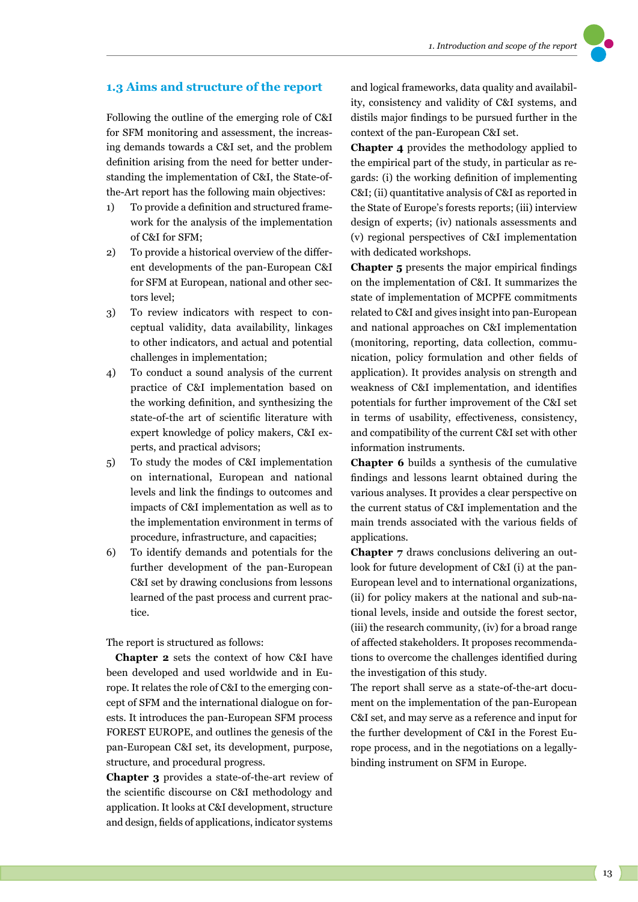## 1.3 Aims and structure of the report

Following the outline of the emerging role of C&I for SFM monitoring and assessment, the increasing demands towards a C&I set, and the problem definition arising from the need for better understanding the implementation of C&I, the State-of-the-Art report has the following main objectives:

1) To provide a definition and structured framework for the analysis of the implementation of C&I for SFM;
2) To provide a historical overview of the different developments of the pan-European C&I for SFM at European, national and other sectors level;
3) To review indicators with respect to conceptual validity, data availability, linkages to other indicators, and actual and potential challenges in implementation;
4) To conduct a sound analysis of the current practice of C&I implementation based on the working definition, and synthesizing the state-of-the art of scientific literature with expert knowledge of policy makers, C&I experts, and practical advisors;
5) To study the modes of C&I implementation on international, European and national levels and link the findings to outcomes and impacts of C&I implementation as well as to the implementation environment in terms of procedure, infrastructure, and capacities;
6) To identify demands and potentials for the further development of the pan-European C&I set by drawing conclusions from lessons learned of the past process and current practice.

The report is structured as follows:

**Chapter 2** sets the context of how C&I have been developed and used worldwide and in Europe. It relates the role of C&I to the emerging concept of SFM and the international dialogue on forests. It introduces the pan-European SFM process FOREST EUROPE, and outlines the genesis of the pan-European C&I set, its development, purpose, structure, and procedural progress.

**Chapter 3** provides a state-of-the-art review of the scientific discourse on C&I methodology and application. It looks at C&I development, structure and design, fields of applications, indicator systems and logical frameworks, data quality and availability, consistency and validity of C&I systems, and distils major findings to be pursued further in the context of the pan-European C&I set.

**Chapter 4** provides the methodology applied to the empirical part of the study, in particular as regards: (i) the working definition of implementing C&I; (ii) quantitative analysis of C&I as reported in the State of Europe's forests reports; (iii) interview design of experts; (iv) nationals assessments and (v) regional perspectives of C&I implementation with dedicated workshops.

**Chapter 5** presents the major empirical findings on the implementation of C&I. It summarizes the state of implementation of MCPFE commitments related to C&I and gives insight into pan-European and national approaches on C&I implementation (monitoring, reporting, data collection, communication, policy formulation and other fields of application). It provides analysis on strength and weakness of C&I implementation, and identifies potentials for further improvement of the C&I set in terms of usability, effectiveness, consistency, and compatibility of the current C&I set with other information instruments.

**Chapter 6** builds a synthesis of the cumulative findings and lessons learnt obtained during the various analyses. It provides a clear perspective on the current status of C&I implementation and the main trends associated with the various fields of applications.

**Chapter 7** draws conclusions delivering an outlook for future development of C&I (i) at the pan-European level and to international organizations, (ii) for policy makers at the national and sub-national levels, inside and outside the forest sector, (iii) the research community, (iv) for a broad range of affected stakeholders. It proposes recommendations to overcome the challenges identified during the investigation of this study.

The report shall serve as a state-of-the-art document on the implementation of the pan-European C&I set, and may serve as a reference and input for the further development of C&I in the Forest Europe process, and in the negotiations on a legally-binding instrument on SFM in Europe.